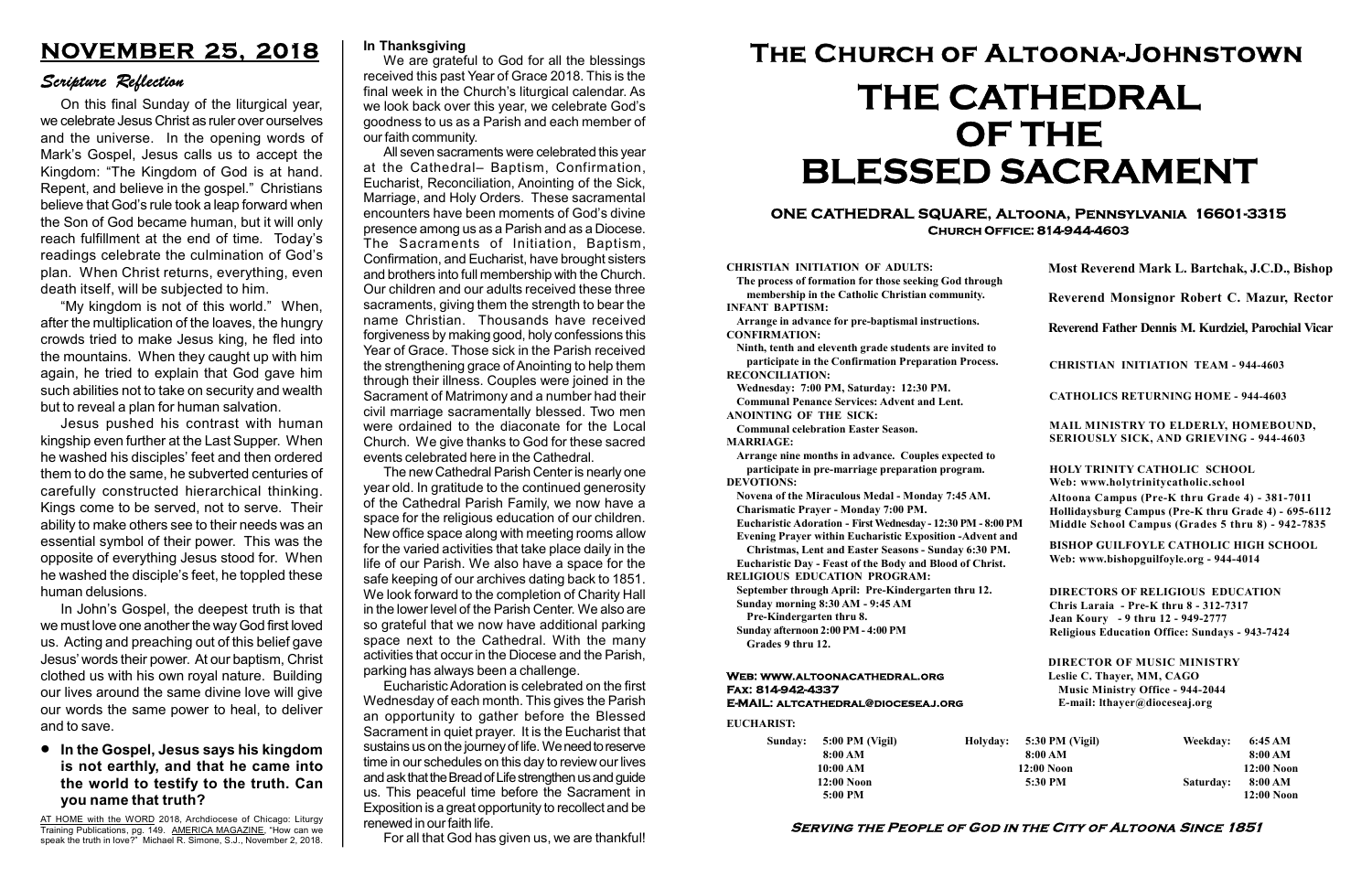# NOVEMBER 25, 2018

## Scripture Reflection

On this final Sunday of the liturgical year, we celebrate Jesus Christ as ruler over ourselves and the universe. In the opening words of Mark's Gospel, Jesus calls us to accept the Kingdom: "The Kingdom of God is at hand. Repent, and believe in the gospel." Christians believe that God's rule took a leap forward when the Son of God became human, but it will only reach fulfillment at the end of time. Today's readings celebrate the culmination of God's plan. When Christ returns, everything, even death itself, will be subjected to him.

"My kingdom is not of this world." When, after the multiplication of the loaves, the hungry crowds tried to make Jesus king, he fled into the mountains. When they caught up with him again, he tried to explain that God gave him such abilities not to take on security and wealth but to reveal a plan for human salvation.

Jesus pushed his contrast with human kingship even further at the Last Supper. When he washed his disciples' feet and then ordered them to do the same, he subverted centuries of carefully constructed hierarchical thinking. Kings come to be served, not to serve. Their ability to make others see to their needs was an essential symbol of their power. This was the opposite of everything Jesus stood for. When he washed the disciple's feet, he toppled these human delusions.

In John's Gospel, the deepest truth is that we must love one another the way God first loved us. Acting and preaching out of this belief gave Jesus' words their power. At our baptism, Christ clothed us with his own royal nature. Building our lives around the same divine love will give our words the same power to heal, to deliver and to save.

- **In the Gospel, Jesus says his kingdom is not earthly, and that he came into the world to testify to the truth. Can you name that truth?**

AT HOME with the WORD 2018, Archdiocese of Chicago: Liturgy Training Publications, pg. 149. AMERICA MAGAZINE, "How can we speak the truth in love?" Michael R. Simone, S.J., November 2, 2018.

## In Thanksgiving

We are grateful to God for all the blessings received this past Year of Grace 2018. This is the final week in the Church's liturgical calendar. As we look back over this year, we celebrate God's goodness to us as a Parish and each member of our faith community.

All seven sacraments were celebrated this year at the Cathedral– Baptism, Confirmation, Eucharist, Reconciliation, Anointing of the Sick, Marriage, and Holy Orders. These sacramental encounters have been moments of God's divine presence among us as a Parish and as a Diocese. The Sacraments of Initiation, Baptism, Confirmation, and Eucharist, have brought sisters and brothers into full membership with the Church. Our children and our adults received these three sacraments, giving them the strength to bear the name Christian. Thousands have received forgiveness by making good, holy confessions this Year of Grace. Those sick in the Parish received the strengthening grace of Anointing to help them through their illness. Couples were joined in the Sacrament of Matrimony and a number had their civil marriage sacramentally blessed. Two men were ordained to the diaconate for the Local Church. We give thanks to God for these sacred events celebrated here in the Cathedral.

The new Cathedral Parish Center is nearly one year old. In gratitude to the continued generosity of the Cathedral Parish Family, we now have a space for the religious education of our children. New office space along with meeting rooms allow for the varied activities that take place daily in the life of our Parish. We also have a space for the safe keeping of our archives dating back to 1851. We look forward to the completion of Charity Hall in the lower level of the Parish Center. We also are so grateful that we now have additional parking space next to the Cathedral. With the many activities that occur in the Diocese and the Parish, parking has always been a challenge.

Eucharistic Adoration is celebrated on the first Wednesday of each month. This gives the Parish an opportunity to gather before the Blessed Sacrament in quiet prayer. It is the Eucharist that sustains us on the journey of life. We need to reserve time in our schedules on this day to review our lives and ask that the Bread of Life strengthen us and guide us. This peaceful time before the Sacrament in Exposition is a great opportunity to recollect and be renewed in our faith life.

For all that God has given us, we are thankful!

# The Church of Altoona-Johnstown

# THE CATHEDRAL OF THE BLESSED SACRAMENT

### ONE CATHEDRAL SQUARE, Altoona, Pennsylvania 16601-3315
### Church Office: 814-944-4603

**CHRISTIAN INITIATION OF ADULTS:**
The process of formation for those seeking God through membership in the Catholic Christian community.
**INFANT BAPTISM:**
Arrange in advance for pre-baptismal instructions.
**CONFIRMATION:**
Ninth, tenth and eleventh grade students are invited to participate in the Confirmation Preparation Process.
**RECONCILIATION:**
Wednesday: 7:00 PM, Saturday: 12:30 PM.
Communal Penance Services: Advent and Lent.
**ANOINTING OF THE SICK:**
Communal celebration Easter Season.
**MARRIAGE:**
Arrange nine months in advance. Couples expected to participate in pre-marriage preparation program.
**DEVOTIONS:**
Novena of the Miraculous Medal - Monday 7:45 AM.
Charismatic Prayer - Monday 7:00 PM.
Eucharistic Adoration - First Wednesday - 12:30 PM - 8:00 PM
Evening Prayer within Eucharistic Exposition -Advent and Christmas, Lent and Easter Seasons - Sunday 6:30 PM.
Eucharistic Day - Feast of the Body and Blood of Christ.
**RELIGIOUS EDUCATION PROGRAM:**
September through April: Pre-Kindergarten thru 12.
Sunday morning 8:30 AM - 9:45 AM
Pre-Kindergarten thru 8.
Sunday afternoon 2:00 PM - 4:00 PM
Grades 9 thru 12.

**Most Reverend Mark L. Bartchak, J.C.D., Bishop**

**Reverend Monsignor Robert C. Mazur, Rector**

**Reverend Father Dennis M. Kurdziel, Parochial Vicar**

CHRISTIAN INITIATION TEAM - 944-4603

CATHOLICS RETURNING HOME - 944-4603

MAIL MINISTRY TO ELDERLY, HOMEBOUND, SERIOUSLY SICK, AND GRIEVING - 944-4603

HOLY TRINITY CATHOLIC SCHOOL
Web: www.holytrinitycatholic.school
Altoona Campus (Pre-K thru Grade 4) - 381-7011
Hollidaysburg Campus (Pre-K thru Grade 4) - 695-6112
Middle School Campus (Grades 5 thru 8) - 942-7835

BISHOP GUILFOYLE CATHOLIC HIGH SCHOOL
Web: www.bishopguilfoyle.org - 944-4014

DIRECTORS OF RELIGIOUS EDUCATION
Chris Laraia - Pre-K thru 8 - 312-7317
Jean Koury - 9 thru 12 - 949-2777
Religious Education Office: Sundays - 943-7424

DIRECTOR OF MUSIC MINISTRY
Leslie C. Thayer, MM, CAGO
Music Ministry Office - 944-2044
E-mail: lthayer@dioceseaj.org

Web: www.altoonacathedral.org
Fax: 814-942-4337
E-MAIL: altcathedral@dioceseaj.org

**EUCHARIST:**

| Sunday: | | Holyday: | | Weekday: | |
|---|---|---|---|---|---|
| | 5:00 PM (Vigil) | | 5:30 PM (Vigil) | | 6:45 AM |
| | 8:00 AM | | 8:00 AM | | 8:00 AM |
| | 10:00 AM | | 12:00 Noon | | 12:00 Noon |
| | 12:00 Noon | | 5:30 PM | Saturday: | 8:00 AM |
| | 5:00 PM | | | | 12:00 Noon |

*Serving the People of God in the City of Altoona Since 1851*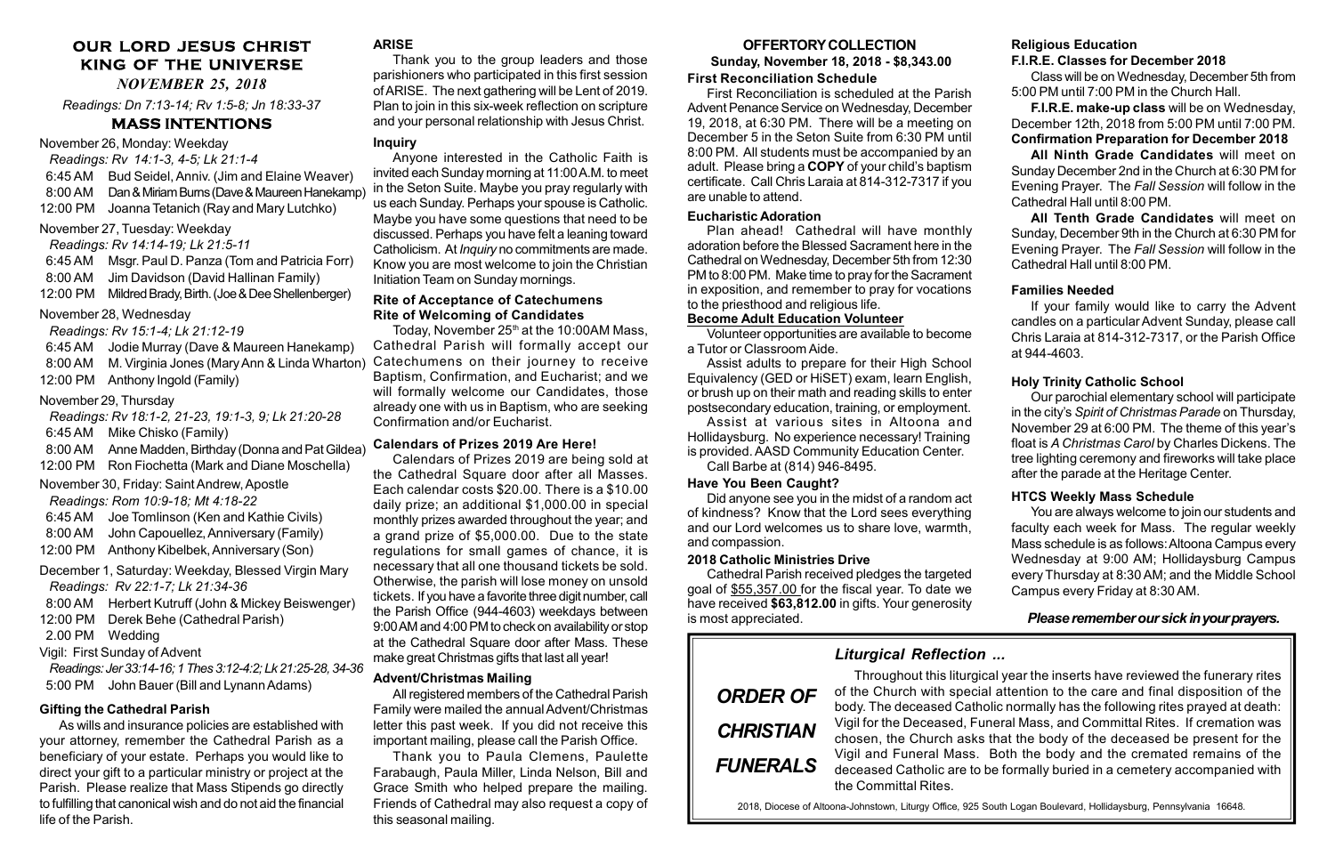# OUR LORD JESUS CHRIST KING OF THE UNIVERSE

*NOVEMBER 25, 2018*

*Readings: Dn 7:13-14; Rv 1:5-8; Jn 18:33-37*

## MASS INTENTIONS

November 26, Monday: Weekday

*Readings: Rv 14:1-3, 4-5; Lk 21:1-4*

6:45 AM Bud Seidel, Anniv. (Jim and Elaine Weaver)
8:00 AM Dan & Miriam Burns (Dave & Maureen Hanekamp)
12:00 PM Joanna Tetanich (Ray and Mary Lutchko)

November 27, Tuesday: Weekday

*Readings: Rv 14:14-19; Lk 21:5-11*

6:45 AM Msgr. Paul D. Panza (Tom and Patricia Forr)
8:00 AM Jim Davidson (David Hallinan Family)
12:00 PM Mildred Brady, Birth. (Joe & Dee Shellenberger)

November 28, Wednesday

*Readings: Rv 15:1-4; Lk 21:12-19*

6:45 AM Jodie Murray (Dave & Maureen Hanekamp)
8:00 AM M. Virginia Jones (Mary Ann & Linda Wharton)
12:00 PM Anthony Ingold (Family)

November 29, Thursday

*Readings: Rv 18:1-2, 21-23, 19:1-3, 9; Lk 21:20-28*

6:45 AM Mike Chisko (Family)
8:00 AM Anne Madden, Birthday (Donna and Pat Gildea)
12:00 PM Ron Fiochetta (Mark and Diane Moschella)

November 30, Friday: Saint Andrew, Apostle

*Readings: Rom 10:9-18; Mt 4:18-22*

6:45 AM Joe Tomlinson (Ken and Kathie Civils)
8:00 AM John Capouellez, Anniversary (Family)
12:00 PM Anthony Kibelbek, Anniversary (Son)

December 1, Saturday: Weekday, Blessed Virgin Mary

*Readings: Rv 22:1-7; Lk 21:34-36*

8:00 AM Herbert Kutruff (John & Mickey Beiswenger)
12:00 PM Derek Behe (Cathedral Parish)
2.00 PM Wedding

Vigil: First Sunday of Advent

*Readings: Jer 33:14-16; 1 Thes 3:12-4:2; Lk 21:25-28, 34-36*

5:00 PM John Bauer (Bill and Lynann Adams)

### Gifting the Cathedral Parish

As wills and insurance policies are established with your attorney, remember the Cathedral Parish as a beneficiary of your estate. Perhaps you would like to direct your gift to a particular ministry or project at the Parish. Please realize that Mass Stipends go directly to fulfilling that canonical wish and do not aid the financial life of the Parish.

### ARISE

Thank you to the group leaders and those parishioners who participated in this first session of ARISE. The next gathering will be Lent of 2019. Plan to join in this six-week reflection on scripture and your personal relationship with Jesus Christ.

### Inquiry

Anyone interested in the Catholic Faith is invited each Sunday morning at 11:00 A.M. to meet in the Seton Suite. Maybe you pray regularly with us each Sunday. Perhaps your spouse is Catholic. Maybe you have some questions that need to be discussed. Perhaps you have felt a leaning toward Catholicism. At *Inquiry* no commitments are made. Know you are most welcome to join the Christian Initiation Team on Sunday mornings.

### Rite of Acceptance of Catechumens Rite of Welcoming of Candidates

Today, November 25th at the 10:00AM Mass, Cathedral Parish will formally accept our Catechumens on their journey to receive Baptism, Confirmation, and Eucharist; and we will formally welcome our Candidates, those already one with us in Baptism, who are seeking Confirmation and/or Eucharist.

### Calendars of Prizes 2019 Are Here!

Calendars of Prizes 2019 are being sold at the Cathedral Square door after all Masses. Each calendar costs $20.00. There is a $10.00 daily prize; an additional $1,000.00 in special monthly prizes awarded throughout the year; and a grand prize of $5,000.00. Due to the state regulations for small games of chance, it is necessary that all one thousand tickets be sold. Otherwise, the parish will lose money on unsold tickets. If you have a favorite three digit number, call the Parish Office (944-4603) weekdays between 9:00 AM and 4:00 PM to check on availability or stop at the Cathedral Square door after Mass. These make great Christmas gifts that last all year!

### Advent/Christmas Mailing

All registered members of the Cathedral Parish Family were mailed the annual Advent/Christmas letter this past week. If you did not receive this important mailing, please call the Parish Office.

Thank you to Paula Clemens, Paulette Farabaugh, Paula Miller, Linda Nelson, Bill and Grace Smith who helped prepare the mailing. Friends of Cathedral may also request a copy of this seasonal mailing.

### OFFERTORY COLLECTION

**Sunday, November 18, 2018 - $8,343.00**

### First Reconciliation Schedule

First Reconciliation is scheduled at the Parish Advent Penance Service on Wednesday, December 19, 2018, at 6:30 PM. There will be a meeting on December 5 in the Seton Suite from 6:30 PM until 8:00 PM. All students must be accompanied by an adult. Please bring a **COPY** of your child's baptism certificate. Call Chris Laraia at 814-312-7317 if you are unable to attend.

### Eucharistic Adoration

Plan ahead! Cathedral will have monthly adoration before the Blessed Sacrament here in the Cathedral on Wednesday, December 5th from 12:30 PM to 8:00 PM. Make time to pray for the Sacrament in exposition, and remember to pray for vocations to the priesthood and religious life.

### Become Adult Education Volunteer

Volunteer opportunities are available to become a Tutor or Classroom Aide.

Assist adults to prepare for their High School Equivalency (GED or HiSET) exam, learn English, or brush up on their math and reading skills to enter postsecondary education, training, or employment.

Assist at various sites in Altoona and Hollidaysburg. No experience necessary! Training is provided. AASD Community Education Center.

Call Barbe at (814) 946-8495.

### Have You Been Caught?

Did anyone see you in the midst of a random act of kindness? Know that the Lord sees everything and our Lord welcomes us to share love, warmth, and compassion.

### 2018 Catholic Ministries Drive

Cathedral Parish received pledges the targeted goal of $55,357.00 for the fiscal year. To date we have received **$63,812.00** in gifts. Your generosity is most appreciated.

### Religious Education

**F.I.R.E. Classes for December 2018**

Class will be on Wednesday, December 5th from 5:00 PM until 7:00 PM in the Church Hall.

**F.I.R.E. make-up class** will be on Wednesday, December 12th, 2018 from 5:00 PM until 7:00 PM.

**Confirmation Preparation for December 2018**

**All Ninth Grade Candidates** will meet on Sunday December 2nd in the Church at 6:30 PM for Evening Prayer. The *Fall Session* will follow in the Cathedral Hall until 8:00 PM.

**All Tenth Grade Candidates** will meet on Sunday, December 9th in the Church at 6:30 PM for Evening Prayer. The *Fall Session* will follow in the Cathedral Hall until 8:00 PM.

### Families Needed

If your family would like to carry the Advent candles on a particular Advent Sunday, please call Chris Laraia at 814-312-7317, or the Parish Office at 944-4603.

### Holy Trinity Catholic School

Our parochial elementary school will participate in the city's *Spirit of Christmas Parade* on Thursday, November 29 at 6:00 PM. The theme of this year's float is *A Christmas Carol* by Charles Dickens. The tree lighting ceremony and fireworks will take place after the parade at the Heritage Center.

### HTCS Weekly Mass Schedule

You are always welcome to join our students and faculty each week for Mass. The regular weekly Mass schedule is as follows: Altoona Campus every Wednesday at 9:00 AM; Hollidaysburg Campus every Thursday at 8:30 AM; and the Middle School Campus every Friday at 8:30 AM.

***Please remember our sick in your prayers.***

### *Liturgical Reflection ...*

***ORDER OF CHRISTIAN FUNERALS***

Throughout this liturgical year the inserts have reviewed the funerary rites of the Church with special attention to the care and final disposition of the body. The deceased Catholic normally has the following rites prayed at death: Vigil for the Deceased, Funeral Mass, and Committal Rites. If cremation was chosen, the Church asks that the body of the deceased be present for the Vigil and Funeral Mass. Both the body and the cremated remains of the deceased Catholic are to be formally buried in a cemetery accompanied with the Committal Rites.

2018, Diocese of Altoona-Johnstown, Liturgy Office, 925 South Logan Boulevard, Hollidaysburg, Pennsylvania 16648.